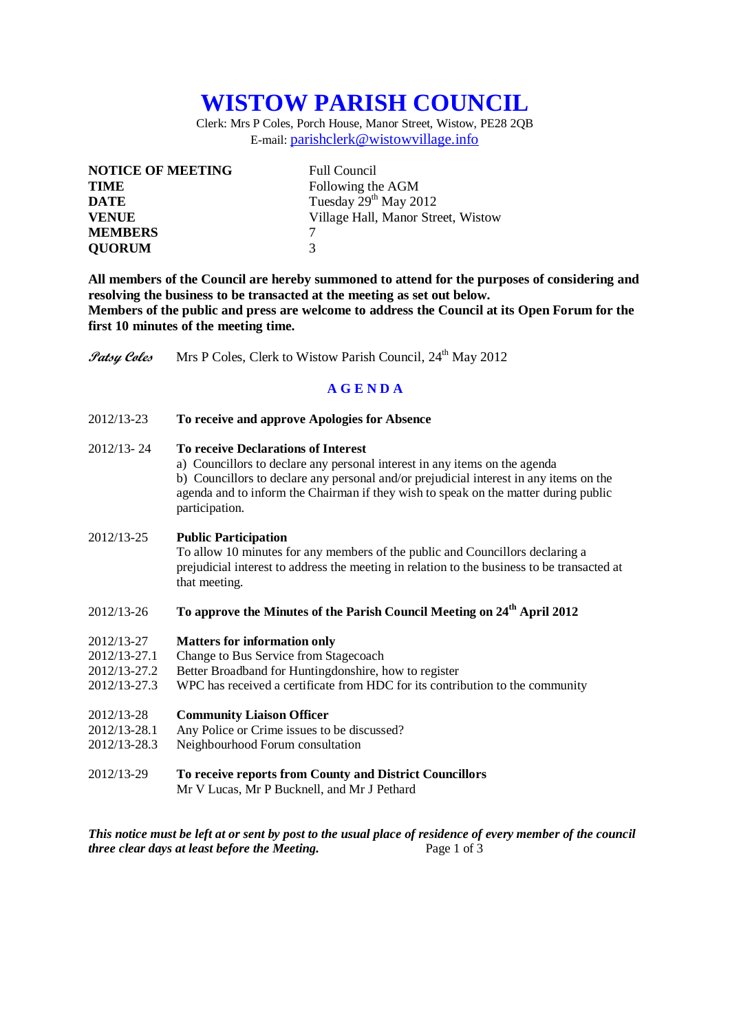# WISTOW PARISH COUNCIL

Clerk: Mrs P Coles, Porch House, Manor Street, Wistow, PE28 2QB
E-mail: parishclerk@wistowvillage.info

| | |
|---|---|
| **NOTICE OF MEETING** | Full Council |
| **TIME** | Following the AGM |
| **DATE** | Tuesday 29th May 2012 |
| **VENUE** | Village Hall, Manor Street, Wistow |
| **MEMBERS** | 7 |
| **QUORUM** | 3 |

**All members of the Council are hereby summoned to attend for the purposes of considering and resolving the business to be transacted at the meeting as set out below.**
**Members of the public and press are welcome to address the Council at its Open Forum for the first 10 minutes of the meeting time.**

*Patsy Coles* Mrs P Coles, Clerk to Wistow Parish Council, 24th May 2012

## A G E N D A

2012/13-23 **To receive and approve Apologies for Absence**

2012/13- 24 **To receive Declarations of Interest**
a) Councillors to declare any personal interest in any items on the agenda
b) Councillors to declare any personal and/or prejudicial interest in any items on the agenda and to inform the Chairman if they wish to speak on the matter during public participation.

2012/13-25 **Public Participation**
To allow 10 minutes for any members of the public and Councillors declaring a prejudicial interest to address the meeting in relation to the business to be transacted at that meeting.

2012/13-26 **To approve the Minutes of the Parish Council Meeting on 24th April 2012**

2012/13-27 **Matters for information only**
2012/13-27.1 Change to Bus Service from Stagecoach
2012/13-27.2 Better Broadband for Huntingdonshire, how to register
2012/13-27.3 WPC has received a certificate from HDC for its contribution to the community

2012/13-28 **Community Liaison Officer**
2012/13-28.1 Any Police or Crime issues to be discussed?
2012/13-28.3 Neighbourhood Forum consultation

2012/13-29 **To receive reports from County and District Councillors**
Mr V Lucas, Mr P Bucknell, and Mr J Pethard

***This notice must be left at or sent by post to the usual place of residence of every member of the council three clear days at least before the Meeting.***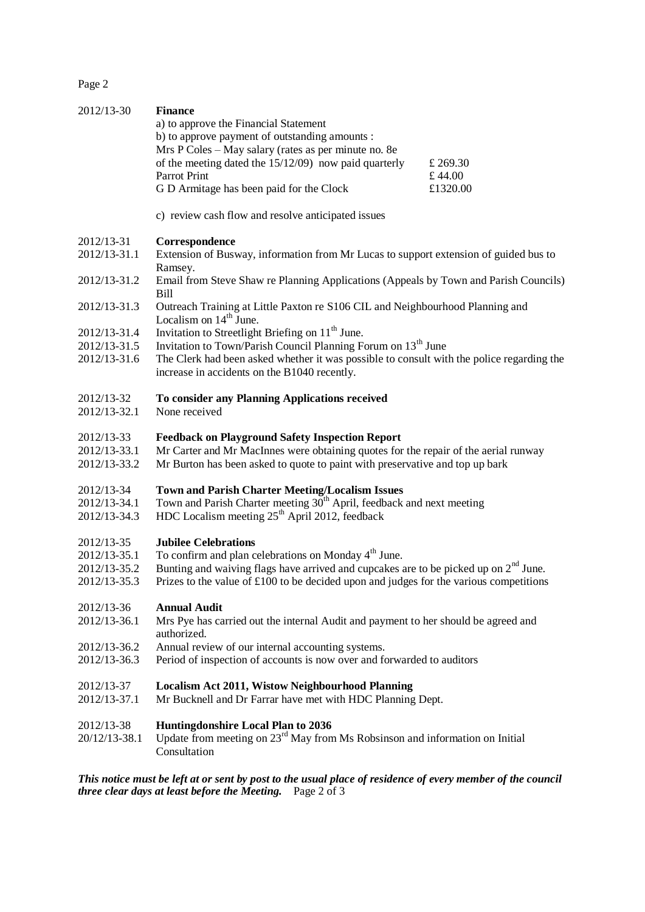**2012/13-30 Finance**

a) to approve the Financial Statement

b) to approve payment of outstanding amounts :

| | |
|---|---|
| Mrs P Coles – May salary (rates as per minute no. 8e of the meeting dated the 15/12/09) now paid quarterly | £ 269.30 |
| Parrot Print | £ 44.00 |
| G D Armitage has been paid for the Clock | £1320.00 |

c) review cash flow and resolve anticipated issues

**2012/13-31 Correspondence**

2012/13-31.1 Extension of Busway, information from Mr Lucas to support extension of guided bus to Ramsey.

2012/13-31.2 Email from Steve Shaw re Planning Applications (Appeals by Town and Parish Councils) Bill

2012/13-31.3 Outreach Training at Little Paxton re S106 CIL and Neighbourhood Planning and Localism on 14th June.

2012/13-31.4 Invitation to Streetlight Briefing on 11th June.

2012/13-31.5 Invitation to Town/Parish Council Planning Forum on 13th June

2012/13-31.6 The Clerk had been asked whether it was possible to consult with the police regarding the increase in accidents on the B1040 recently.

**2012/13-32 To consider any Planning Applications received**

2012/13-32.1 None received

**2012/13-33 Feedback on Playground Safety Inspection Report**

2012/13-33.1 Mr Carter and Mr MacInnes were obtaining quotes for the repair of the aerial runway

2012/13-33.2 Mr Burton has been asked to quote to paint with preservative and top up bark

**2012/13-34 Town and Parish Charter Meeting/Localism Issues**

2012/13-34.1 Town and Parish Charter meeting 30th April, feedback and next meeting

2012/13-34.3 HDC Localism meeting 25th April 2012, feedback

**2012/13-35 Jubilee Celebrations**

2012/13-35.1 To confirm and plan celebrations on Monday 4th June.

2012/13-35.2 Bunting and waiving flags have arrived and cupcakes are to be picked up on 2nd June.

2012/13-35.3 Prizes to the value of £100 to be decided upon and judges for the various competitions

**2012/13-36 Annual Audit**

2012/13-36.1 Mrs Pye has carried out the internal Audit and payment to her should be agreed and authorized.

2012/13-36.2 Annual review of our internal accounting systems.

2012/13-36.3 Period of inspection of accounts is now over and forwarded to auditors

**2012/13-37 Localism Act 2011, Wistow Neighbourhood Planning**

2012/13-37.1 Mr Bucknell and Dr Farrar have met with HDC Planning Dept.

**2012/13-38 Huntingdonshire Local Plan to 2036**

20/12/13-38.1 Update from meeting on 23rd May from Ms Robinson and information on Initial Consultation

***This notice must be left at or sent by post to the usual place of residence of every member of the council three clear days at least before the Meeting.***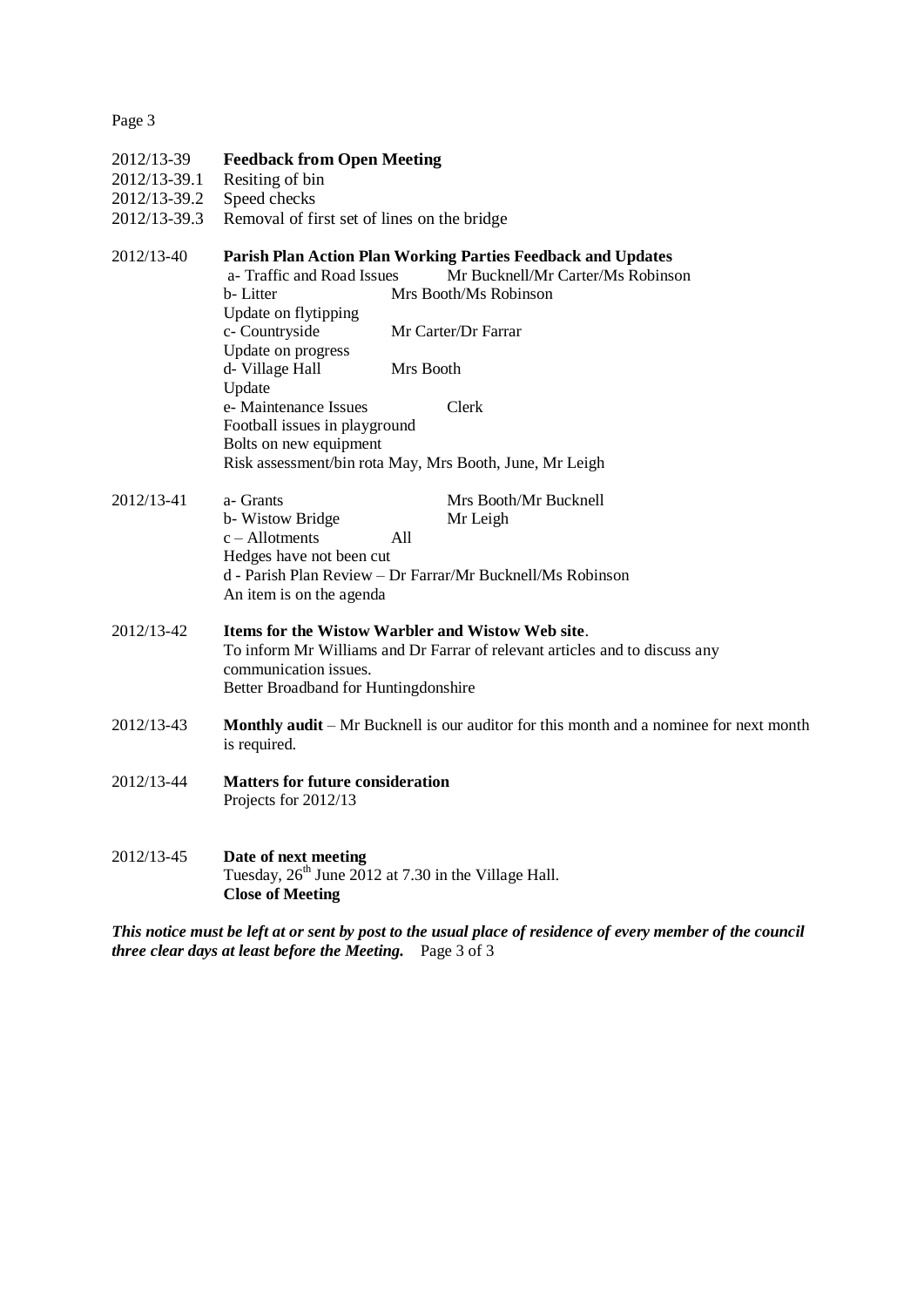2012/13-39 **Feedback from Open Meeting**

2012/13-39.1 Resiting of bin

2012/13-39.2 Speed checks

2012/13-39.3 Removal of first set of lines on the bridge

2012/13-40 **Parish Plan Action Plan Working Parties Feedback and Updates**

a- Traffic and Road Issues Mr Bucknell/Mr Carter/Ms Robinson

b- Litter Mrs Booth/Ms Robinson

Update on flytipping

c- Countryside Mr Carter/Dr Farrar

Update on progress

d- Village Hall Mrs Booth

Update

e- Maintenance Issues Clerk

Football issues in playground

Bolts on new equipment

Risk assessment/bin rota May, Mrs Booth, June, Mr Leigh

2012/13-41 a- Grants Mrs Booth/Mr Bucknell

b- Wistow Bridge Mr Leigh

c – Allotments All

Hedges have not been cut

d - Parish Plan Review – Dr Farrar/Mr Bucknell/Ms Robinson

An item is on the agenda

2012/13-42 **Items for the Wistow Warbler and Wistow Web site**.

To inform Mr Williams and Dr Farrar of relevant articles and to discuss any communication issues.

Better Broadband for Huntingdonshire

2012/13-43 **Monthly audit** – Mr Bucknell is our auditor for this month and a nominee for next month is required.

2012/13-44 **Matters for future consideration**

Projects for 2012/13

2012/13-45 **Date of next meeting**

Tuesday, 26th June 2012 at 7.30 in the Village Hall.

**Close of Meeting**

***This notice must be left at or sent by post to the usual place of residence of every member of the council three clear days at least before the Meeting.***